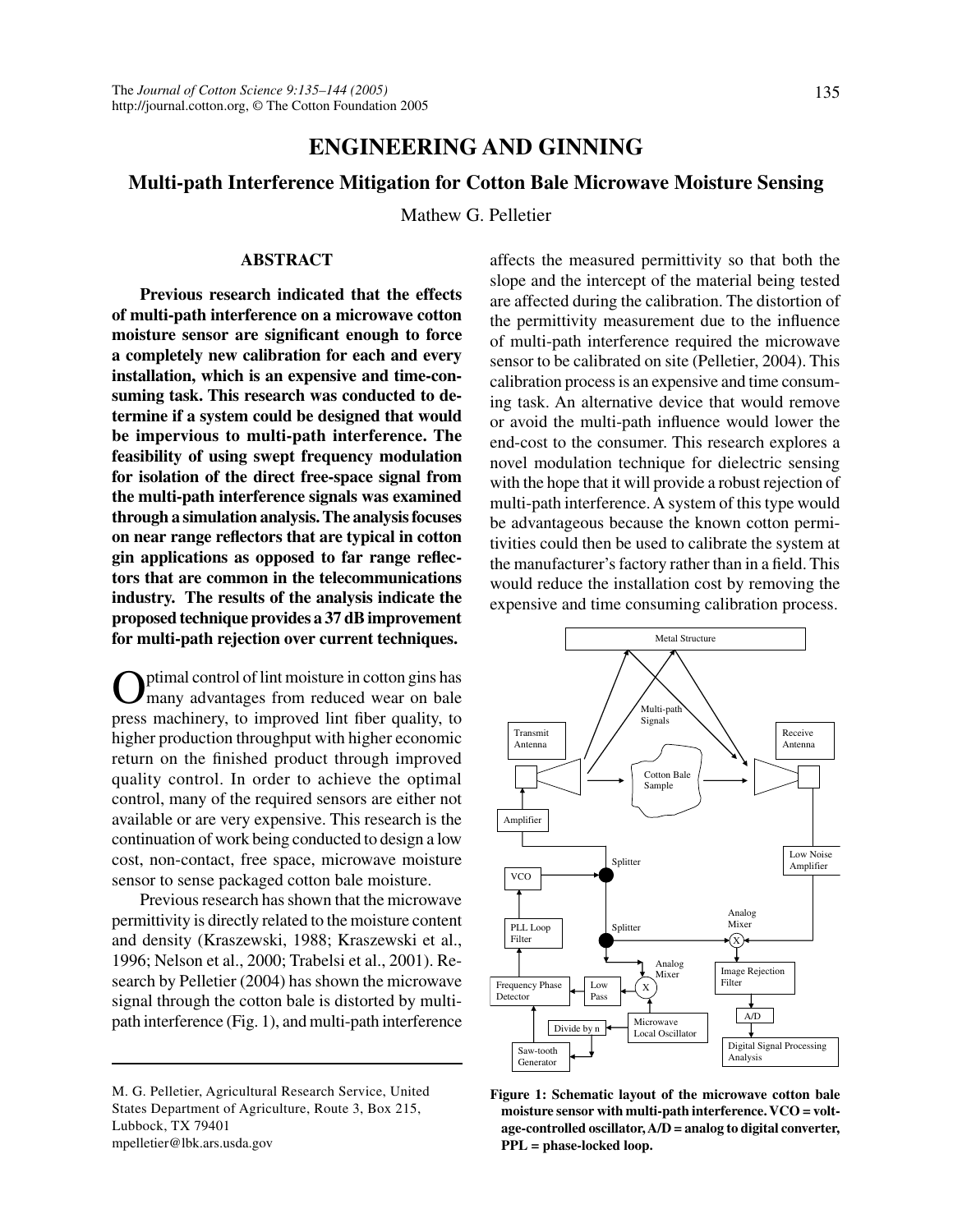# ENGINEERING AND GINNING

## Multi-path Interference Mitigation for Cotton Bale Microwave Moisture Sensing

Mathew G. Pelletier

### ABSTRACT

**Previous research indicated that the effects of multi-path interference on a microwave cotton moisture sensor are significant enough to force a completely new calibration for each and every installation, which is an expensive and time-consuming task. This research was conducted to determine if a system could be designed that would be impervious to multi-path interference. The feasibility of using swept frequency modulation for isolation of the direct free-space signal from the multi-path interference signals was examined through a simulation analysis. The analysis focuses on near range reflectors that are typical in cotton gin applications as opposed to far range reflectors that are common in the telecommunications industry. The results of the analysis indicate the proposed technique provides a 37 dB improvement for multi-path rejection over current techniques.**

Optimal control of lint moisture in cotton gins has many advantages from reduced wear on bale press machinery, to improved lint fiber quality, to higher production throughput with higher economic return on the finished product through improved quality control. In order to achieve the optimal control, many of the required sensors are either not available or are very expensive. This research is the continuation of work being conducted to design a low cost, non-contact, free space, microwave moisture sensor to sense packaged cotton bale moisture.

Previous research has shown that the microwave permittivity is directly related to the moisture content and density (Kraszewski, 1988; Kraszewski et al., 1996; Nelson et al., 2000; Trabelsi et al., 2001). Research by Pelletier (2004) has shown the microwave signal through the cotton bale is distorted by multi-path interference (Fig. 1), and multi-path interference affects the measured permittivity so that both the slope and the intercept of the material being tested are affected during the calibration. The distortion of the permittivity measurement due to the influence of multi-path interference required the microwave sensor to be calibrated on site (Pelletier, 2004). This calibration process is an expensive and time consuming task. An alternative device that would remove or avoid the multi-path influence would lower the end-cost to the consumer. This research explores a novel modulation technique for dielectric sensing with the hope that it will provide a robust rejection of multi-path interference. A system of this type would be advantageous because the known cotton permitivities could then be used to calibrate the system at the manufacturer's factory rather than in a field. This would reduce the installation cost by removing the expensive and time consuming calibration process.

**Figure 1: Schematic layout of the microwave cotton bale moisture sensor with multi-path interference. VCO = voltage-controlled oscillator, A/D = analog to digital converter, PPL = phase-locked loop.**

---

M. G. Pelletier, Agricultural Research Service, United States Department of Agriculture, Route 3, Box 215, Lubbock, TX 79401
mpelletier@lbk.ars.usda.gov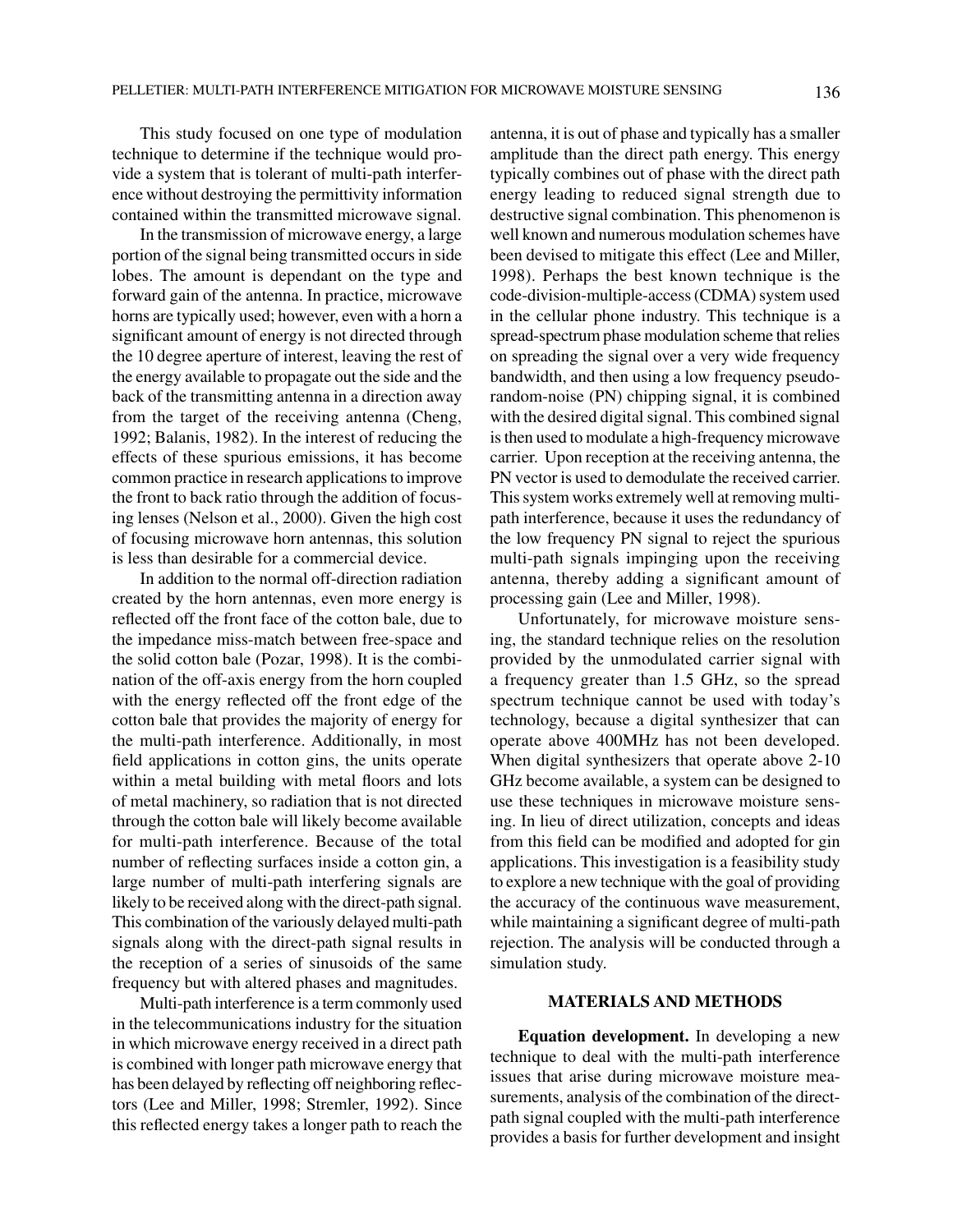This study focused on one type of modulation technique to determine if the technique would provide a system that is tolerant of multi-path interference without destroying the permittivity information contained within the transmitted microwave signal.

In the transmission of microwave energy, a large portion of the signal being transmitted occurs in side lobes. The amount is dependant on the type and forward gain of the antenna. In practice, microwave horns are typically used; however, even with a horn a significant amount of energy is not directed through the 10 degree aperture of interest, leaving the rest of the energy available to propagate out the side and the back of the transmitting antenna in a direction away from the target of the receiving antenna (Cheng, 1992; Balanis, 1982). In the interest of reducing the effects of these spurious emissions, it has become common practice in research applications to improve the front to back ratio through the addition of focusing lenses (Nelson et al., 2000). Given the high cost of focusing microwave horn antennas, this solution is less than desirable for a commercial device.

In addition to the normal off-direction radiation created by the horn antennas, even more energy is reflected off the front face of the cotton bale, due to the impedance miss-match between free-space and the solid cotton bale (Pozar, 1998). It is the combination of the off-axis energy from the horn coupled with the energy reflected off the front edge of the cotton bale that provides the majority of energy for the multi-path interference. Additionally, in most field applications in cotton gins, the units operate within a metal building with metal floors and lots of metal machinery, so radiation that is not directed through the cotton bale will likely become available for multi-path interference. Because of the total number of reflecting surfaces inside a cotton gin, a large number of multi-path interfering signals are likely to be received along with the direct-path signal. This combination of the variously delayed multi-path signals along with the direct-path signal results in the reception of a series of sinusoids of the same frequency but with altered phases and magnitudes.

Multi-path interference is a term commonly used in the telecommunications industry for the situation in which microwave energy received in a direct path is combined with longer path microwave energy that has been delayed by reflecting off neighboring reflectors (Lee and Miller, 1998; Stremler, 1992). Since this reflected energy takes a longer path to reach the antenna, it is out of phase and typically has a smaller amplitude than the direct path energy. This energy typically combines out of phase with the direct path energy leading to reduced signal strength due to destructive signal combination. This phenomenon is well known and numerous modulation schemes have been devised to mitigate this effect (Lee and Miller, 1998). Perhaps the best known technique is the code-division-multiple-access (CDMA) system used in the cellular phone industry. This technique is a spread-spectrum phase modulation scheme that relies on spreading the signal over a very wide frequency bandwidth, and then using a low frequency pseudo-random-noise (PN) chipping signal, it is combined with the desired digital signal. This combined signal is then used to modulate a high-frequency microwave carrier. Upon reception at the receiving antenna, the PN vector is used to demodulate the received carrier. This system works extremely well at removing multi-path interference, because it uses the redundancy of the low frequency PN signal to reject the spurious multi-path signals impinging upon the receiving antenna, thereby adding a significant amount of processing gain (Lee and Miller, 1998).

Unfortunately, for microwave moisture sensing, the standard technique relies on the resolution provided by the unmodulated carrier signal with a frequency greater than 1.5 GHz, so the spread spectrum technique cannot be used with today's technology, because a digital synthesizer that can operate above 400MHz has not been developed. When digital synthesizers that operate above 2-10 GHz become available, a system can be designed to use these techniques in microwave moisture sensing. In lieu of direct utilization, concepts and ideas from this field can be modified and adopted for gin applications. This investigation is a feasibility study to explore a new technique with the goal of providing the accuracy of the continuous wave measurement, while maintaining a significant degree of multi-path rejection. The analysis will be conducted through a simulation study.

## MATERIALS AND METHODS

**Equation development.** In developing a new technique to deal with the multi-path interference issues that arise during microwave moisture measurements, analysis of the combination of the direct-path signal coupled with the multi-path interference provides a basis for further development and insight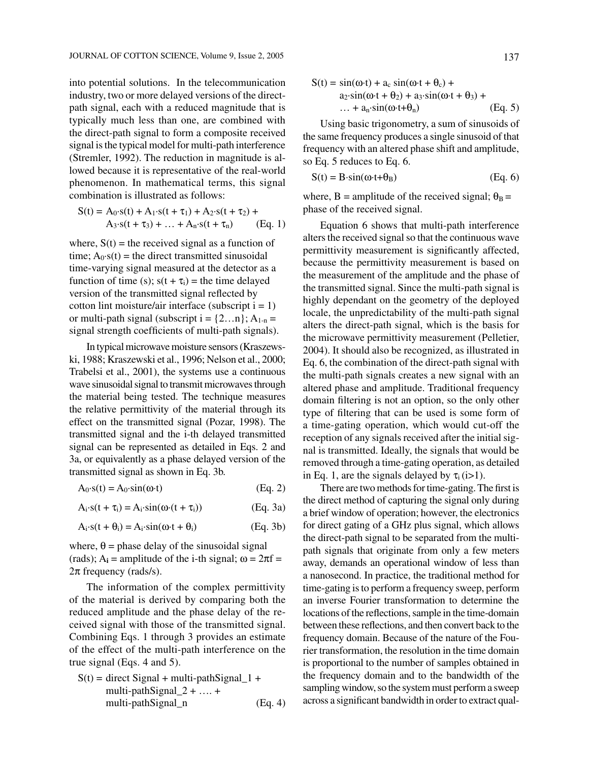into potential solutions. In the telecommunication industry, two or more delayed versions of the direct-path signal, each with a reduced magnitude that is typically much less than one, are combined with the direct-path signal to form a composite received signal is the typical model for multi-path interference (Stremler, 1992). The reduction in magnitude is allowed because it is representative of the real-world phenomenon. In mathematical terms, this signal combination is illustrated as follows:

$$S(t) = A_0 \cdot s(t) + A_1 \cdot s(t + \tau_1) + A_2 \cdot s(t + \tau_2) + A_3 \cdot s(t + \tau_3) + \ldots + A_n \cdot s(t + \tau_n) \quad \text{(Eq. 1)}$$

where, $S(t)$ = the received signal as a function of time; $A_0 \cdot s(t)$ = the direct transmitted sinusoidal time-varying signal measured at the detector as a function of time (s); $s(t + \tau_i)$ = the time delayed version of the transmitted signal reflected by cotton lint moisture/air interface (subscript $i = 1$) or multi-path signal (subscript $i = \{2 \ldots n\}$; $A_{1\text{-}n}$ = signal strength coefficients of multi-path signals).

In typical microwave moisture sensors (Kraszewski, 1988; Kraszewski et al., 1996; Nelson et al., 2000; Trabelsi et al., 2001), the systems use a continuous wave sinusoidal signal to transmit microwaves through the material being tested. The technique measures the relative permittivity of the material through its effect on the transmitted signal (Pozar, 1998). The transmitted signal and the i-th delayed transmitted signal can be represented as detailed in Eqs. 2 and 3a, or equivalently as a phase delayed version of the transmitted signal as shown in Eq. 3b.

$$A_0 \cdot s(t) = A_0 \cdot \sin(\omega \cdot t) \quad \text{(Eq. 2)}$$

$$A_i \cdot s(t + \tau_i) = A_i \cdot \sin(\omega \cdot (t + \tau_i)) \quad \text{(Eq. 3a)}$$

$$A_i \cdot s(t + \theta_i) = A_i \cdot \sin(\omega \cdot t + \theta_i) \quad \text{(Eq. 3b)}$$

where, $\theta$ = phase delay of the sinusoidal signal (rads); $A_i$ = amplitude of the i-th signal; $\omega = 2\pi f = 2\pi$ frequency (rads/s).

The information of the complex permittivity of the material is derived by comparing both the reduced amplitude and the phase delay of the received signal with those of the transmitted signal. Combining Eqs. 1 through 3 provides an estimate of the effect of the multi-path interference on the true signal (Eqs. 4 and 5).

$$S(t) = \text{direct Signal} + \text{multi-pathSignal\_1} + \text{multi-pathSignal\_2} + \ldots + \text{multi-pathSignal\_n} \quad \text{(Eq. 4)}$$

$$S(t) = \sin(\omega \cdot t) + a_c \sin(\omega \cdot t + \theta_c) + a_2 \cdot \sin(\omega \cdot t + \theta_2) + a_3 \cdot \sin(\omega \cdot t + \theta_3) + \ldots + a_n \cdot \sin(\omega \cdot t + \theta_n) \quad \text{(Eq. 5)}$$

Using basic trigonometry, a sum of sinusoids of the same frequency produces a single sinusoid of that frequency with an altered phase shift and amplitude, so Eq. 5 reduces to Eq. 6.

$$S(t) = B \cdot \sin(\omega \cdot t + \theta_B) \quad \text{(Eq. 6)}$$

where, $B$ = amplitude of the received signal; $\theta_B$ = phase of the received signal.

Equation 6 shows that multi-path interference alters the received signal so that the continuous wave permittivity measurement is significantly affected, because the permittivity measurement is based on the measurement of the amplitude and the phase of the transmitted signal. Since the multi-path signal is highly dependant on the geometry of the deployed locale, the unpredictability of the multi-path signal alters the direct-path signal, which is the basis for the microwave permittivity measurement (Pelletier, 2004). It should also be recognized, as illustrated in Eq. 6, the combination of the direct-path signal with the multi-path signals creates a new signal with an altered phase and amplitude. Traditional frequency domain filtering is not an option, so the only other type of filtering that can be used is some form of a time-gating operation, which would cut-off the reception of any signals received after the initial signal is transmitted. Ideally, the signals that would be removed through a time-gating operation, as detailed in Eq. 1, are the signals delayed by $\tau_i$ ($i > 1$).

There are two methods for time-gating. The first is the direct method of capturing the signal only during a brief window of operation; however, the electronics for direct gating of a GHz plus signal, which allows the direct-path signal to be separated from the multi-path signals that originate from only a few meters away, demands an operational window of less than a nanosecond. In practice, the traditional method for time-gating is to perform a frequency sweep, perform an inverse Fourier transformation to determine the locations of the reflections, sample in the time-domain between these reflections, and then convert back to the frequency domain. Because of the nature of the Fourier transformation, the resolution in the time domain is proportional to the number of samples obtained in the frequency domain and to the bandwidth of the sampling window, so the system must perform a sweep across a significant bandwidth in order to extract qual-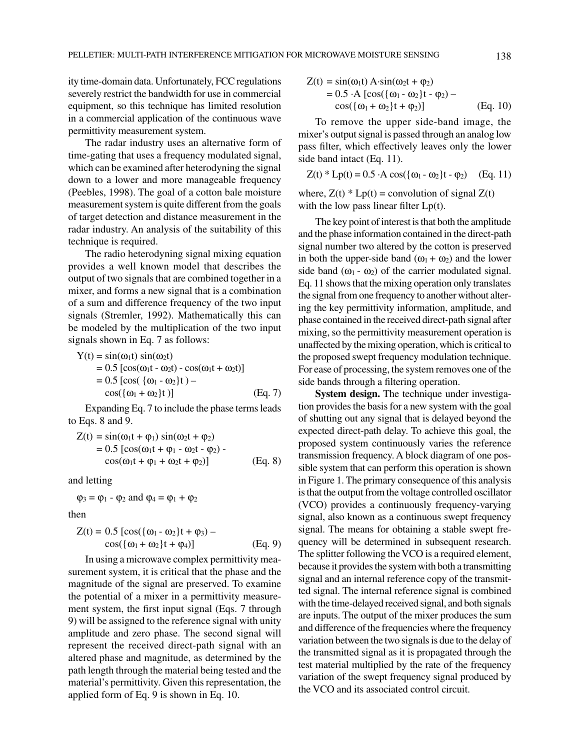ity time-domain data. Unfortunately, FCC regulations severely restrict the bandwidth for use in commercial equipment, so this technique has limited resolution in a commercial application of the continuous wave permittivity measurement system.

The radar industry uses an alternative form of time-gating that uses a frequency modulated signal, which can be examined after heterodyning the signal down to a lower and more manageable frequency (Peebles, 1998). The goal of a cotton bale moisture measurement system is quite different from the goals of target detection and distance measurement in the radar industry. An analysis of the suitability of this technique is required.

The radio heterodyning signal mixing equation provides a well known model that describes the output of two signals that are combined together in a mixer, and forms a new signal that is a combination of a sum and difference frequency of the two input signals (Stremler, 1992). Mathematically this can be modeled by the multiplication of the two input signals shown in Eq. 7 as follows:

$$\begin{aligned} Y(t) &= \sin(\omega_1 t)\sin(\omega_2 t) \\ &= 0.5\,[\cos(\omega_1 t - \omega_2 t) - \cos(\omega_1 t + \omega_2 t)] \\ &= 0.5\,[\cos(\{\omega_1 - \omega_2\}t) - \cos(\{\omega_1 + \omega_2\}t)] \end{aligned} \quad \text{(Eq. 7)}$$

Expanding Eq. 7 to include the phase terms leads to Eqs. 8 and 9.

$$\begin{aligned} Z(t) &= \sin(\omega_1 t + \varphi_1)\sin(\omega_2 t + \varphi_2) \\ &= 0.5\,[\cos(\omega_1 t + \varphi_1 - \omega_2 t - \varphi_2) - \cos(\omega_1 t + \varphi_1 + \omega_2 t + \varphi_2)] \end{aligned} \quad \text{(Eq. 8)}$$

and letting

$$\varphi_3 = \varphi_1 - \varphi_2 \text{ and } \varphi_4 = \varphi_1 + \varphi_2$$

then

$$Z(t) = 0.5\,[\cos(\{\omega_1 - \omega_2\}t + \varphi_3) - \cos(\{\omega_1 + \omega_2\}t + \varphi_4)] \quad \text{(Eq. 9)}$$

In using a microwave complex permittivity measurement system, it is critical that the phase and the magnitude of the signal are preserved. To examine the potential of a mixer in a permittivity measurement system, the first input signal (Eqs. 7 through 9) will be assigned to the reference signal with unity amplitude and zero phase. The second signal will represent the received direct-path signal with an altered phase and magnitude, as determined by the path length through the material being tested and the material's permittivity. Given this representation, the applied form of Eq. 9 is shown in Eq. 10.

$$\begin{aligned} Z(t) &= \sin(\omega_1 t)\, A\cdot\sin(\omega_2 t + \varphi_2) \\ &= 0.5\cdot A\,[\cos(\{\omega_1 - \omega_2\}t - \varphi_2) - \cos(\{\omega_1 + \omega_2\}t + \varphi_2)] \end{aligned} \quad \text{(Eq. 10)}$$

To remove the upper side-band image, the mixer's output signal is passed through an analog low pass filter, which effectively leaves only the lower side band intact (Eq. 11).

$$Z(t) * Lp(t) = 0.5\cdot A\cos(\{\omega_1 - \omega_2\}t - \varphi_2) \quad \text{(Eq. 11)}$$

where, $Z(t) * Lp(t)$ = convolution of signal $Z(t)$ with the low pass linear filter $Lp(t)$.

The key point of interest is that both the amplitude and the phase information contained in the direct-path signal number two altered by the cotton is preserved in both the upper-side band ($\omega_1 + \omega_2$) and the lower side band ($\omega_1 - \omega_2$) of the carrier modulated signal. Eq. 11 shows that the mixing operation only translates the signal from one frequency to another without altering the key permittivity information, amplitude, and phase contained in the received direct-path signal after mixing, so the permittivity measurement operation is unaffected by the mixing operation, which is critical to the proposed swept frequency modulation technique. For ease of processing, the system removes one of the side bands through a filtering operation.

**System design.** The technique under investigation provides the basis for a new system with the goal of shutting out any signal that is delayed beyond the expected direct-path delay. To achieve this goal, the proposed system continuously varies the reference transmission frequency. A block diagram of one possible system that can perform this operation is shown in Figure 1. The primary consequence of this analysis is that the output from the voltage controlled oscillator (VCO) provides a continuously frequency-varying signal, also known as a continuous swept frequency signal. The means for obtaining a stable swept frequency will be determined in subsequent research. The splitter following the VCO is a required element, because it provides the system with both a transmitting signal and an internal reference copy of the transmitted signal. The internal reference signal is combined with the time-delayed received signal, and both signals are inputs. The output of the mixer produces the sum and difference of the frequencies where the frequency variation between the two signals is due to the delay of the transmitted signal as it is propagated through the test material multiplied by the rate of the frequency variation of the swept frequency signal produced by the VCO and its associated control circuit.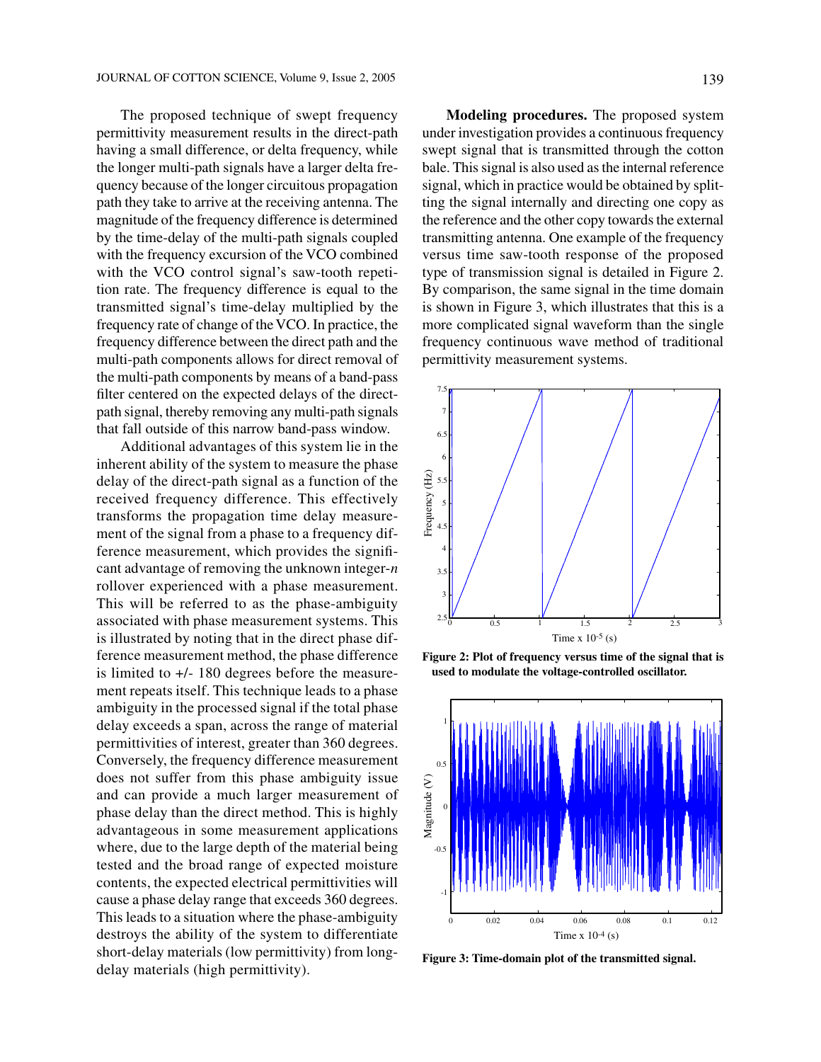The proposed technique of swept frequency permittivity measurement results in the direct-path having a small difference, or delta frequency, while the longer multi-path signals have a larger delta frequency because of the longer circuitous propagation path they take to arrive at the receiving antenna. The magnitude of the frequency difference is determined by the time-delay of the multi-path signals coupled with the frequency excursion of the VCO combined with the VCO control signal's saw-tooth repetition rate. The frequency difference is equal to the transmitted signal's time-delay multiplied by the frequency rate of change of the VCO. In practice, the frequency difference between the direct path and the multi-path components allows for direct removal of the multi-path components by means of a band-pass filter centered on the expected delays of the direct-path signal, thereby removing any multi-path signals that fall outside of this narrow band-pass window.

Additional advantages of this system lie in the inherent ability of the system to measure the phase delay of the direct-path signal as a function of the received frequency difference. This effectively transforms the propagation time delay measurement of the signal from a phase to a frequency difference measurement, which provides the significant advantage of removing the unknown integer-*n* rollover experienced with a phase measurement. This will be referred to as the phase-ambiguity associated with phase measurement systems. This is illustrated by noting that in the direct phase difference measurement method, the phase difference is limited to +/- 180 degrees before the measurement repeats itself. This technique leads to a phase ambiguity in the processed signal if the total phase delay exceeds a span, across the range of material permittivities of interest, greater than 360 degrees. Conversely, the frequency difference measurement does not suffer from this phase ambiguity issue and can provide a much larger measurement of phase delay than the direct method. This is highly advantageous in some measurement applications where, due to the large depth of the material being tested and the broad range of expected moisture contents, the expected electrical permittivities will cause a phase delay range that exceeds 360 degrees. This leads to a situation where the phase-ambiguity destroys the ability of the system to differentiate short-delay materials (low permittivity) from long-delay materials (high permittivity).

**Modeling procedures.** The proposed system under investigation provides a continuous frequency swept signal that is transmitted through the cotton bale. This signal is also used as the internal reference signal, which in practice would be obtained by splitting the signal internally and directing one copy as the reference and the other copy towards the external transmitting antenna. One example of the frequency versus time saw-tooth response of the proposed type of transmission signal is detailed in Figure 2. By comparison, the same signal in the time domain is shown in Figure 3, which illustrates that this is a more complicated signal waveform than the single frequency continuous wave method of traditional permittivity measurement systems.

**Figure 2: Plot of frequency versus time of the signal that is used to modulate the voltage-controlled oscillator.**

**Figure 3: Time-domain plot of the transmitted signal.**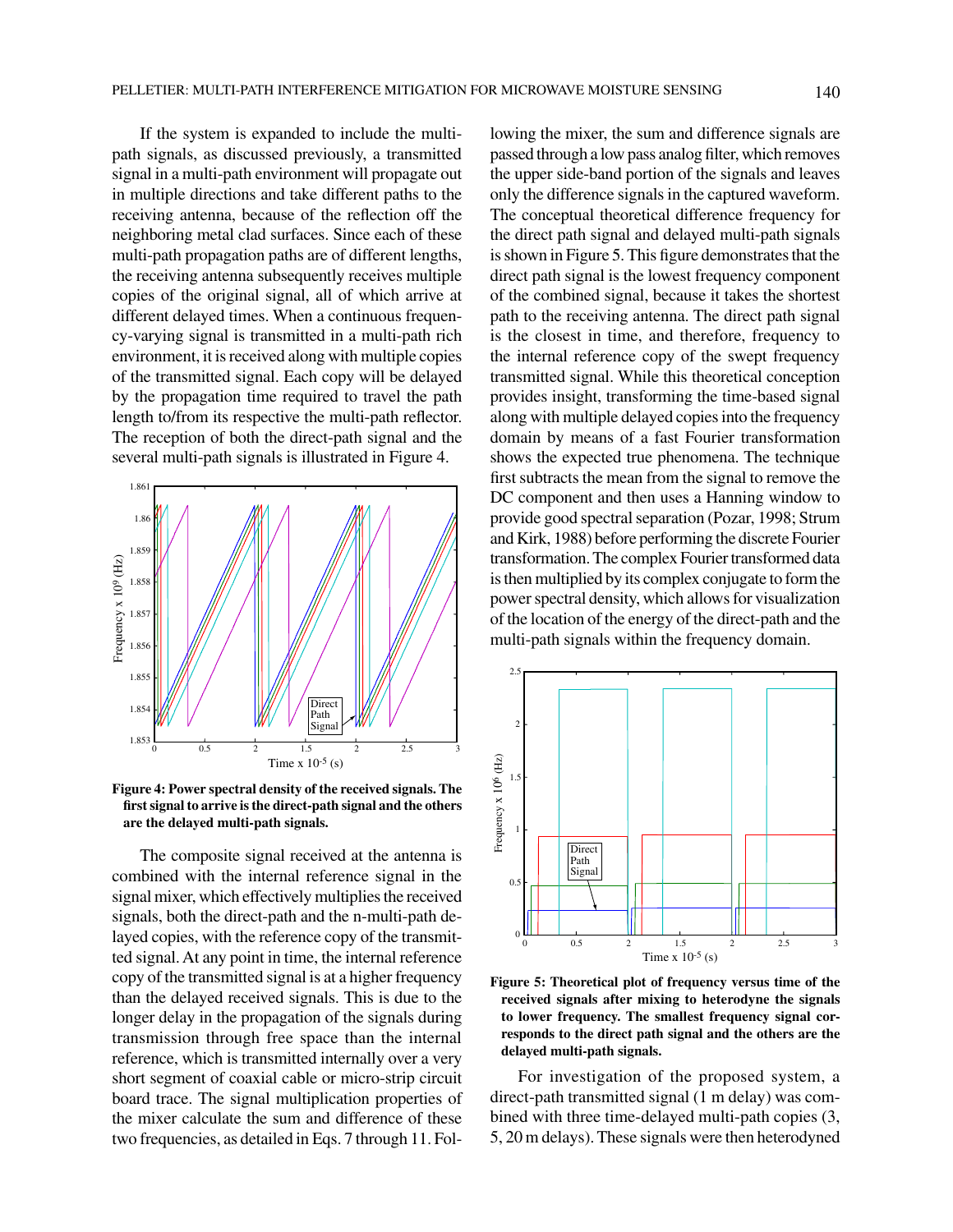If the system is expanded to include the multi-path signals, as discussed previously, a transmitted signal in a multi-path environment will propagate out in multiple directions and take different paths to the receiving antenna, because of the reflection off the neighboring metal clad surfaces. Since each of these multi-path propagation paths are of different lengths, the receiving antenna subsequently receives multiple copies of the original signal, all of which arrive at different delayed times. When a continuous frequency-varying signal is transmitted in a multi-path rich environment, it is received along with multiple copies of the transmitted signal. Each copy will be delayed by the propagation time required to travel the path length to/from its respective the multi-path reflector. The reception of both the direct-path signal and the several multi-path signals is illustrated in Figure 4.

**Figure 4: Power spectral density of the received signals. The first signal to arrive is the direct-path signal and the others are the delayed multi-path signals.**

The composite signal received at the antenna is combined with the internal reference signal in the signal mixer, which effectively multiplies the received signals, both the direct-path and the n-multi-path delayed copies, with the reference copy of the transmitted signal. At any point in time, the internal reference copy of the transmitted signal is at a higher frequency than the delayed received signals. This is due to the longer delay in the propagation of the signals during transmission through free space than the internal reference, which is transmitted internally over a very short segment of coaxial cable or micro-strip circuit board trace. The signal multiplication properties of the mixer calculate the sum and difference of these two frequencies, as detailed in Eqs. 7 through 11. Following the mixer, the sum and difference signals are passed through a low pass analog filter, which removes the upper side-band portion of the signals and leaves only the difference signals in the captured waveform. The conceptual theoretical difference frequency for the direct path signal and delayed multi-path signals is shown in Figure 5. This figure demonstrates that the direct path signal is the lowest frequency component of the combined signal, because it takes the shortest path to the receiving antenna. The direct path signal is the closest in time, and therefore, frequency to the internal reference copy of the swept frequency transmitted signal. While this theoretical conception provides insight, transforming the time-based signal along with multiple delayed copies into the frequency domain by means of a fast Fourier transformation shows the expected true phenomena. The technique first subtracts the mean from the signal to remove the DC component and then uses a Hanning window to provide good spectral separation (Pozar, 1998; Strum and Kirk, 1988) before performing the discrete Fourier transformation. The complex Fourier transformed data is then multiplied by its complex conjugate to form the power spectral density, which allows for visualization of the location of the energy of the direct-path and the multi-path signals within the frequency domain.

**Figure 5: Theoretical plot of frequency versus time of the received signals after mixing to heterodyne the signals to lower frequency. The smallest frequency signal corresponds to the direct path signal and the others are the delayed multi-path signals.**

For investigation of the proposed system, a direct-path transmitted signal (1 m delay) was combined with three time-delayed multi-path copies (3, 5, 20 m delays). These signals were then heterodyned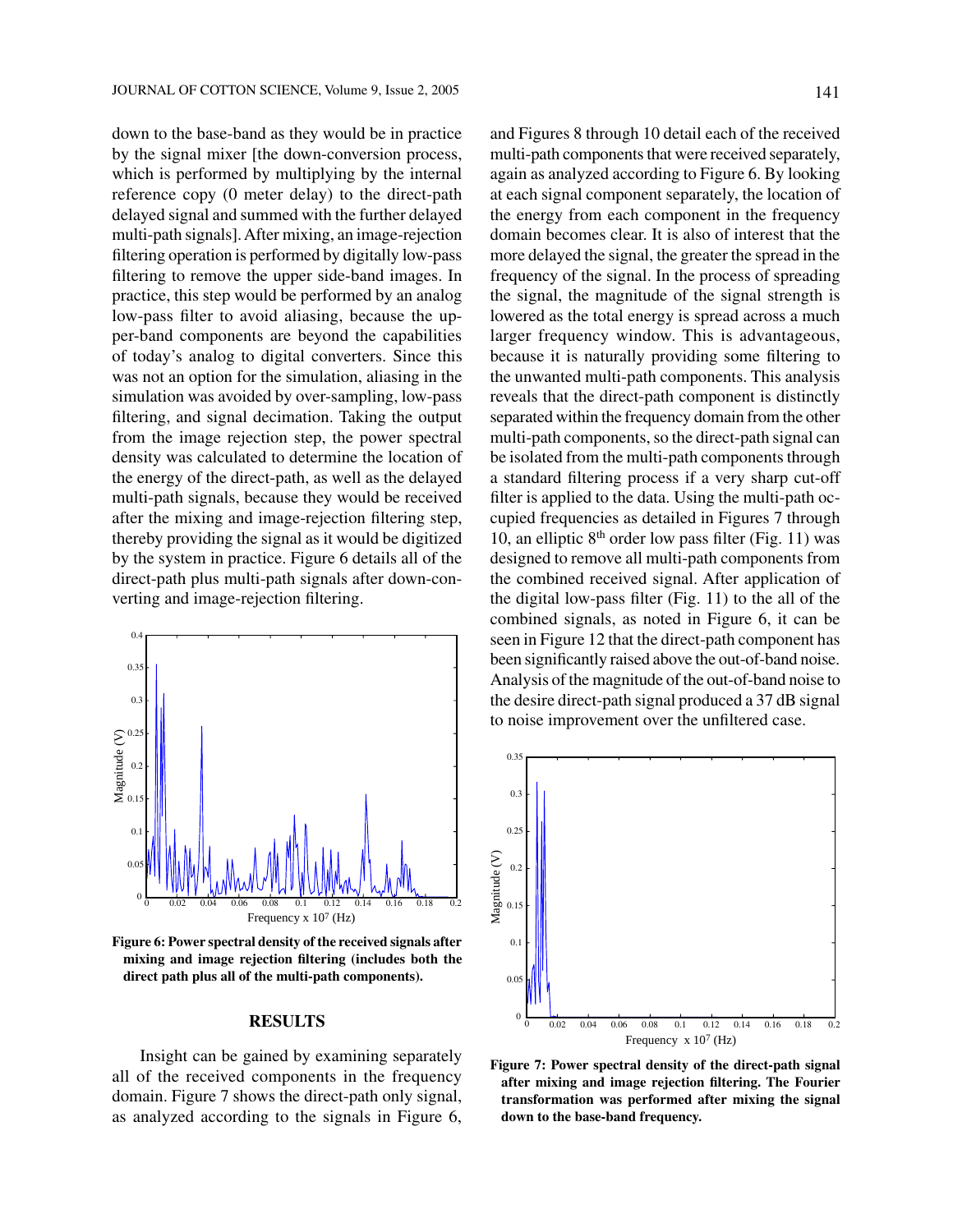down to the base-band as they would be in practice by the signal mixer [the down-conversion process, which is performed by multiplying by the internal reference copy (0 meter delay) to the direct-path delayed signal and summed with the further delayed multi-path signals]. After mixing, an image-rejection filtering operation is performed by digitally low-pass filtering to remove the upper side-band images. In practice, this step would be performed by an analog low-pass filter to avoid aliasing, because the upper-band components are beyond the capabilities of today's analog to digital converters. Since this was not an option for the simulation, aliasing in the simulation was avoided by over-sampling, low-pass filtering, and signal decimation. Taking the output from the image rejection step, the power spectral density was calculated to determine the location of the energy of the direct-path, as well as the delayed multi-path signals, because they would be received after the mixing and image-rejection filtering step, thereby providing the signal as it would be digitized by the system in practice. Figure 6 details all of the direct-path plus multi-path signals after down-converting and image-rejection filtering.

**Figure 6: Power spectral density of the received signals after mixing and image rejection filtering (includes both the direct path plus all of the multi-path components).**

## RESULTS

Insight can be gained by examining separately all of the received components in the frequency domain. Figure 7 shows the direct-path only signal, as analyzed according to the signals in Figure 6, and Figures 8 through 10 detail each of the received multi-path components that were received separately, again as analyzed according to Figure 6. By looking at each signal component separately, the location of the energy from each component in the frequency domain becomes clear. It is also of interest that the more delayed the signal, the greater the spread in the frequency of the signal. In the process of spreading the signal, the magnitude of the signal strength is lowered as the total energy is spread across a much larger frequency window. This is advantageous, because it is naturally providing some filtering to the unwanted multi-path components. This analysis reveals that the direct-path component is distinctly separated within the frequency domain from the other multi-path components, so the direct-path signal can be isolated from the multi-path components through a standard filtering process if a very sharp cut-off filter is applied to the data. Using the multi-path occupied frequencies as detailed in Figures 7 through 10, an elliptic 8th order low pass filter (Fig. 11) was designed to remove all multi-path components from the combined received signal. After application of the digital low-pass filter (Fig. 11) to the all of the combined signals, as noted in Figure 6, it can be seen in Figure 12 that the direct-path component has been significantly raised above the out-of-band noise. Analysis of the magnitude of the out-of-band noise to the desire direct-path signal produced a 37 dB signal to noise improvement over the unfiltered case.

**Figure 7: Power spectral density of the direct-path signal after mixing and image rejection filtering. The Fourier transformation was performed after mixing the signal down to the base-band frequency.**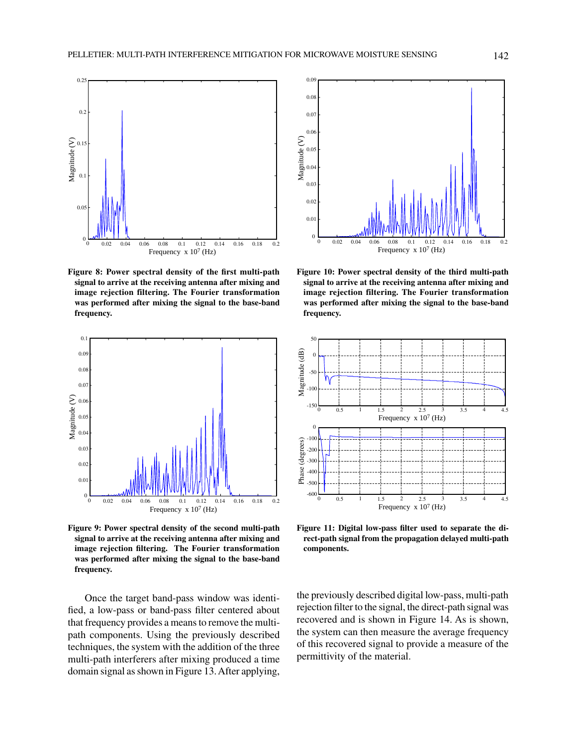**Figure 8: Power spectral density of the first multi-path signal to arrive at the receiving antenna after mixing and image rejection filtering. The Fourier transformation was performed after mixing the signal to the base-band frequency.**

**Figure 9: Power spectral density of the second multi-path signal to arrive at the receiving antenna after mixing and image rejection filtering. The Fourier transformation was performed after mixing the signal to the base-band frequency.**

Once the target band-pass window was identified, a low-pass or band-pass filter centered about that frequency provides a means to remove the multi-path components. Using the previously described techniques, the system with the addition of the three multi-path interferers after mixing produced a time domain signal as shown in Figure 13. After applying,

**Figure 10: Power spectral density of the third multi-path signal to arrive at the receiving antenna after mixing and image rejection filtering. The Fourier transformation was performed after mixing the signal to the base-band frequency.**

**Figure 11: Digital low-pass filter used to separate the direct-path signal from the propagation delayed multi-path components.**

the previously described digital low-pass, multi-path rejection filter to the signal, the direct-path signal was recovered and is shown in Figure 14. As is shown, the system can then measure the average frequency of this recovered signal to provide a measure of the permittivity of the material.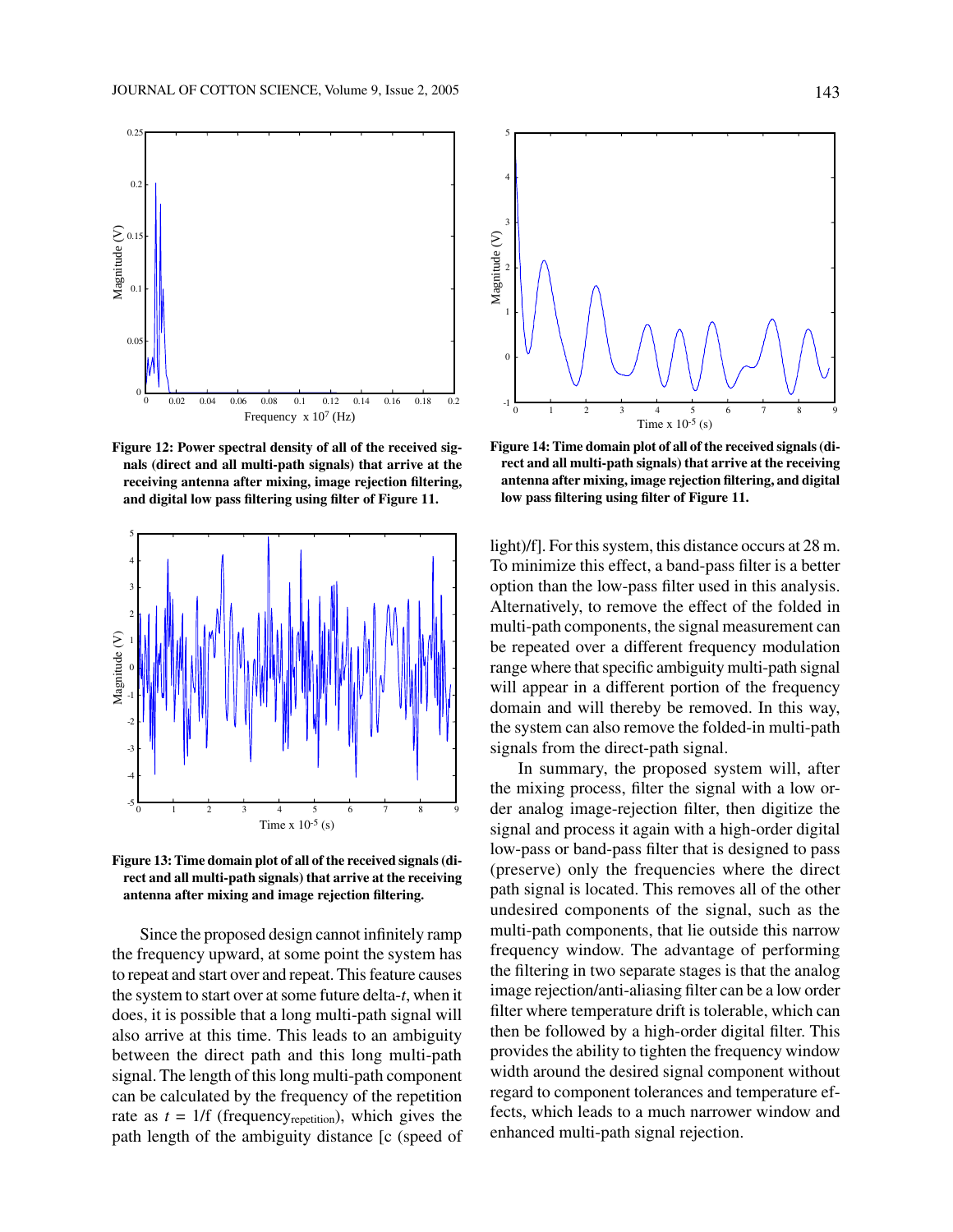Figure 12: Power spectral density of all of the received signals (direct and all multi-path signals) that arrive at the receiving antenna after mixing, image rejection filtering, and digital low pass filtering using filter of Figure 11.

Figure 13: Time domain plot of all of the received signals (direct and all multi-path signals) that arrive at the receiving antenna after mixing and image rejection filtering.

Since the proposed design cannot infinitely ramp the frequency upward, at some point the system has to repeat and start over and repeat. This feature causes the system to start over at some future delta-*t*, when it does, it is possible that a long multi-path signal will also arrive at this time. This leads to an ambiguity between the direct path and this long multi-path signal. The length of this long multi-path component can be calculated by the frequency of the repetition rate as $t = 1/f$ ($frequency_{repetition}$), which gives the path length of the ambiguity distance [c (speed of light)/f]. For this system, this distance occurs at 28 m. To minimize this effect, a band-pass filter is a better option than the low-pass filter used in this analysis. Alternatively, to remove the effect of the folded in multi-path components, the signal measurement can be repeated over a different frequency modulation range where that specific ambiguity multi-path signal will appear in a different portion of the frequency domain and will thereby be removed. In this way, the system can also remove the folded-in multi-path signals from the direct-path signal.

Figure 14: Time domain plot of all of the received signals (direct and all multi-path signals) that arrive at the receiving antenna after mixing, image rejection filtering, and digital low pass filtering using filter of Figure 11.

In summary, the proposed system will, after the mixing process, filter the signal with a low order analog image-rejection filter, then digitize the signal and process it again with a high-order digital low-pass or band-pass filter that is designed to pass (preserve) only the frequencies where the direct path signal is located. This removes all of the other undesired components of the signal, such as the multi-path components, that lie outside this narrow frequency window. The advantage of performing the filtering in two separate stages is that the analog image rejection/anti-aliasing filter can be a low order filter where temperature drift is tolerable, which can then be followed by a high-order digital filter. This provides the ability to tighten the frequency window width around the desired signal component without regard to component tolerances and temperature effects, which leads to a much narrower window and enhanced multi-path signal rejection.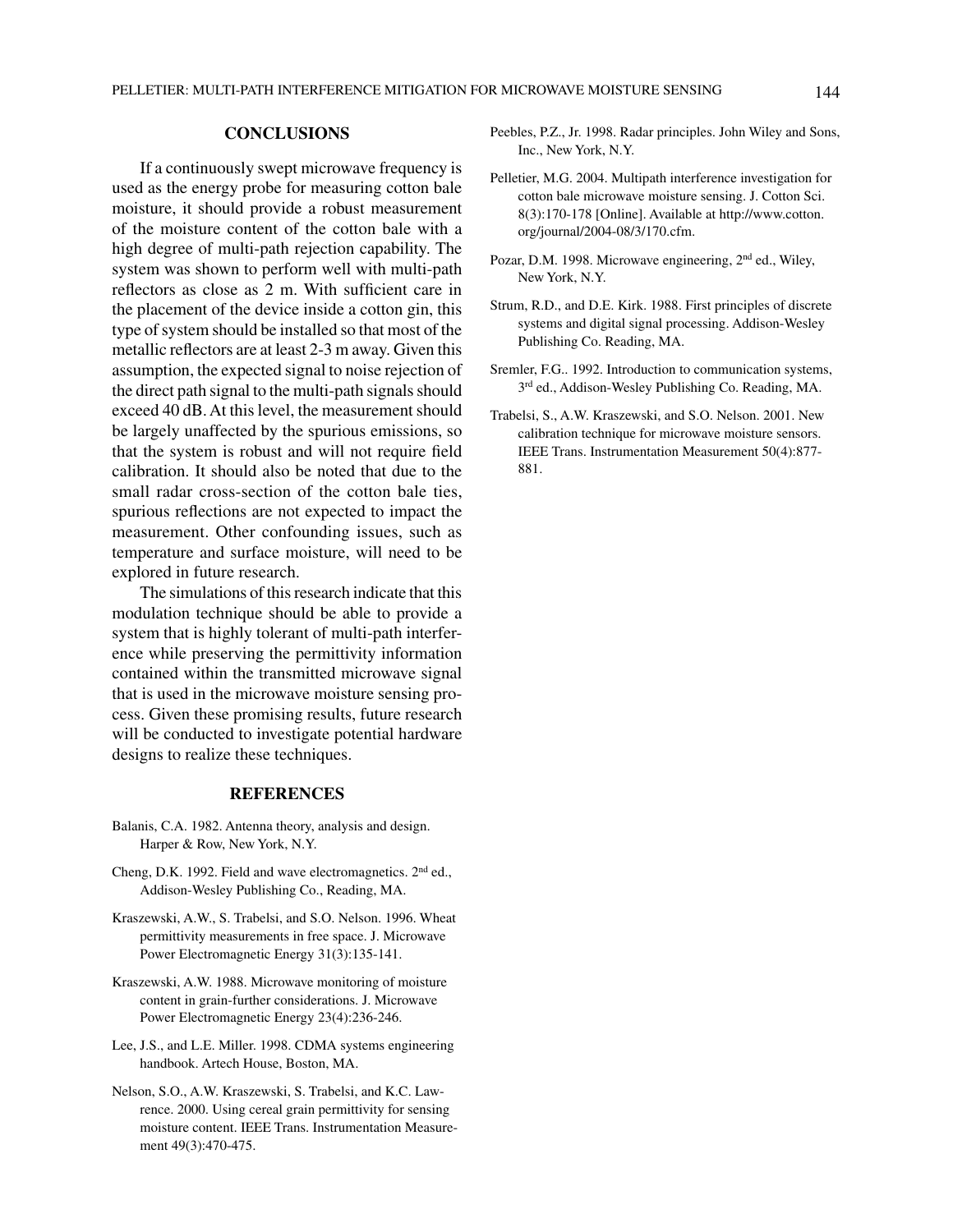## CONCLUSIONS

If a continuously swept microwave frequency is used as the energy probe for measuring cotton bale moisture, it should provide a robust measurement of the moisture content of the cotton bale with a high degree of multi-path rejection capability. The system was shown to perform well with multi-path reflectors as close as 2 m. With sufficient care in the placement of the device inside a cotton gin, this type of system should be installed so that most of the metallic reflectors are at least 2-3 m away. Given this assumption, the expected signal to noise rejection of the direct path signal to the multi-path signals should exceed 40 dB. At this level, the measurement should be largely unaffected by the spurious emissions, so that the system is robust and will not require field calibration. It should also be noted that due to the small radar cross-section of the cotton bale ties, spurious reflections are not expected to impact the measurement. Other confounding issues, such as temperature and surface moisture, will need to be explored in future research.

The simulations of this research indicate that this modulation technique should be able to provide a system that is highly tolerant of multi-path interference while preserving the permittivity information contained within the transmitted microwave signal that is used in the microwave moisture sensing process. Given these promising results, future research will be conducted to investigate potential hardware designs to realize these techniques.

## REFERENCES

Balanis, C.A. 1982. Antenna theory, analysis and design. Harper & Row, New York, N.Y.

Cheng, D.K. 1992. Field and wave electromagnetics. 2nd ed., Addison-Wesley Publishing Co., Reading, MA.

Kraszewski, A.W., S. Trabelsi, and S.O. Nelson. 1996. Wheat permittivity measurements in free space. J. Microwave Power Electromagnetic Energy 31(3):135-141.

Kraszewski, A.W. 1988. Microwave monitoring of moisture content in grain-further considerations. J. Microwave Power Electromagnetic Energy 23(4):236-246.

Lee, J.S., and L.E. Miller. 1998. CDMA systems engineering handbook. Artech House, Boston, MA.

Nelson, S.O., A.W. Kraszewski, S. Trabelsi, and K.C. Lawrence. 2000. Using cereal grain permittivity for sensing moisture content. IEEE Trans. Instrumentation Measurement 49(3):470-475.

Peebles, P.Z., Jr. 1998. Radar principles. John Wiley and Sons, Inc., New York, N.Y.

Pelletier, M.G. 2004. Multipath interference investigation for cotton bale microwave moisture sensing. J. Cotton Sci. 8(3):170-178 [Online]. Available at http://www.cotton.org/journal/2004-08/3/170.cfm.

Pozar, D.M. 1998. Microwave engineering, 2nd ed., Wiley, New York, N.Y.

Strum, R.D., and D.E. Kirk. 1988. First principles of discrete systems and digital signal processing. Addison-Wesley Publishing Co. Reading, MA.

Sremler, F.G.. 1992. Introduction to communication systems, 3rd ed., Addison-Wesley Publishing Co. Reading, MA.

Trabelsi, S., A.W. Kraszewski, and S.O. Nelson. 2001. New calibration technique for microwave moisture sensors. IEEE Trans. Instrumentation Measurement 50(4):877-881.